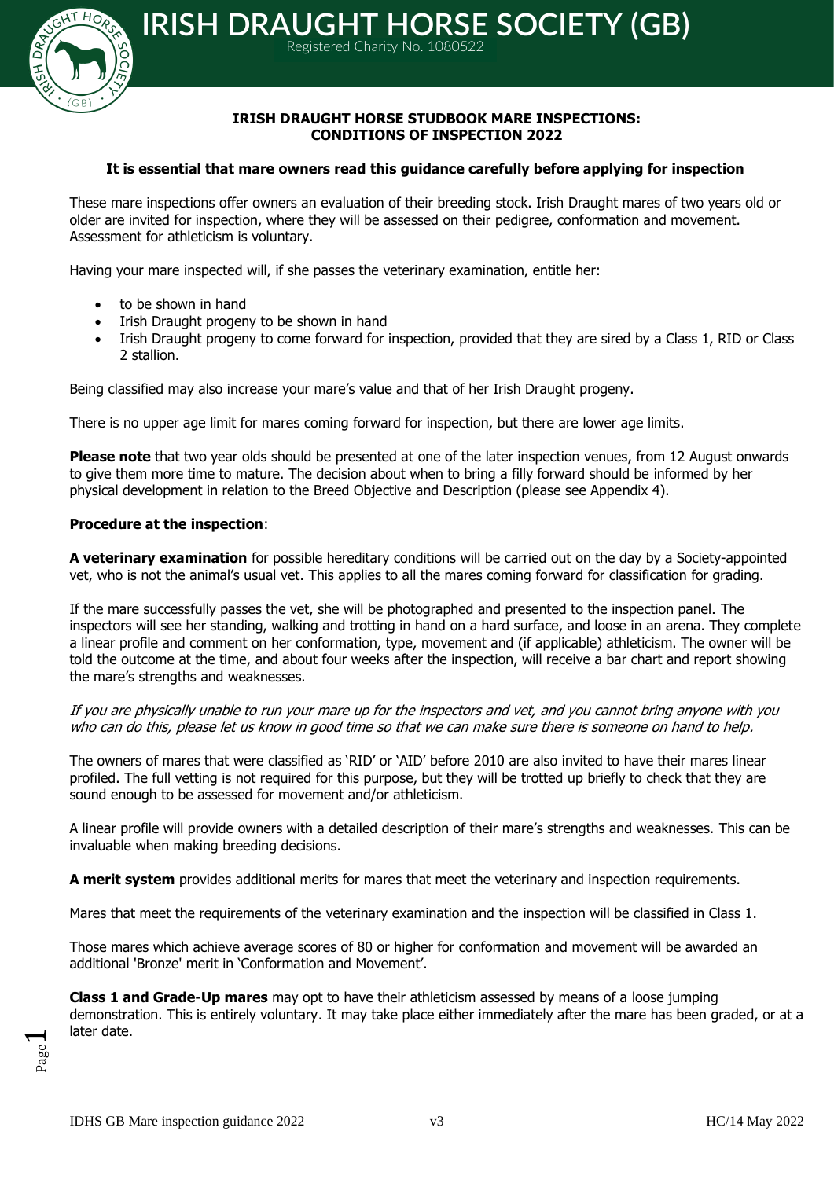# IRISH DRAUGHT HORSE SOCIETY (GB)

Registered Charity No. 1080522

## IRISH DRAUGHT HORSE STUDBOOK MARE INSPECTIONS: CONDITIONS OF INSPECTION 2022

**It is essential that mare owners read this guidance carefully before applying for inspection**

These mare inspections offer owners an evaluation of their breeding stock. Irish Draught mares of two years old or older are invited for inspection, where they will be assessed on their pedigree, conformation and movement. Assessment for athleticism is voluntary.

Having your mare inspected will, if she passes the veterinary examination, entitle her:

- to be shown in hand
- Irish Draught progeny to be shown in hand
- Irish Draught progeny to come forward for inspection, provided that they are sired by a Class 1, RID or Class 2 stallion.

Being classified may also increase your mare's value and that of her Irish Draught progeny.

There is no upper age limit for mares coming forward for inspection, but there are lower age limits.

**Please note** that two year olds should be presented at one of the later inspection venues, from 12 August onwards to give them more time to mature. The decision about when to bring a filly forward should be informed by her physical development in relation to the Breed Objective and Description (please see Appendix 4).

**Procedure at the inspection**:

**A veterinary examination** for possible hereditary conditions will be carried out on the day by a Society-appointed vet, who is not the animal's usual vet. This applies to all the mares coming forward for classification for grading.

If the mare successfully passes the vet, she will be photographed and presented to the inspection panel. The inspectors will see her standing, walking and trotting in hand on a hard surface, and loose in an arena. They complete a linear profile and comment on her conformation, type, movement and (if applicable) athleticism. The owner will be told the outcome at the time, and about four weeks after the inspection, will receive a bar chart and report showing the mare's strengths and weaknesses.

*If you are physically unable to run your mare up for the inspectors and vet, and you cannot bring anyone with you who can do this, please let us know in good time so that we can make sure there is someone on hand to help.*

The owners of mares that were classified as 'RID' or 'AID' before 2010 are also invited to have their mares linear profiled. The full vetting is not required for this purpose, but they will be trotted up briefly to check that they are sound enough to be assessed for movement and/or athleticism.

A linear profile will provide owners with a detailed description of their mare's strengths and weaknesses. This can be invaluable when making breeding decisions.

**A merit system** provides additional merits for mares that meet the veterinary and inspection requirements.

Mares that meet the requirements of the veterinary examination and the inspection will be classified in Class 1.

Those mares which achieve average scores of 80 or higher for conformation and movement will be awarded an additional 'Bronze' merit in 'Conformation and Movement'.

**Class 1 and Grade-Up mares** may opt to have their athleticism assessed by means of a loose jumping demonstration. This is entirely voluntary. It may take place either immediately after the mare has been graded, or at a later date.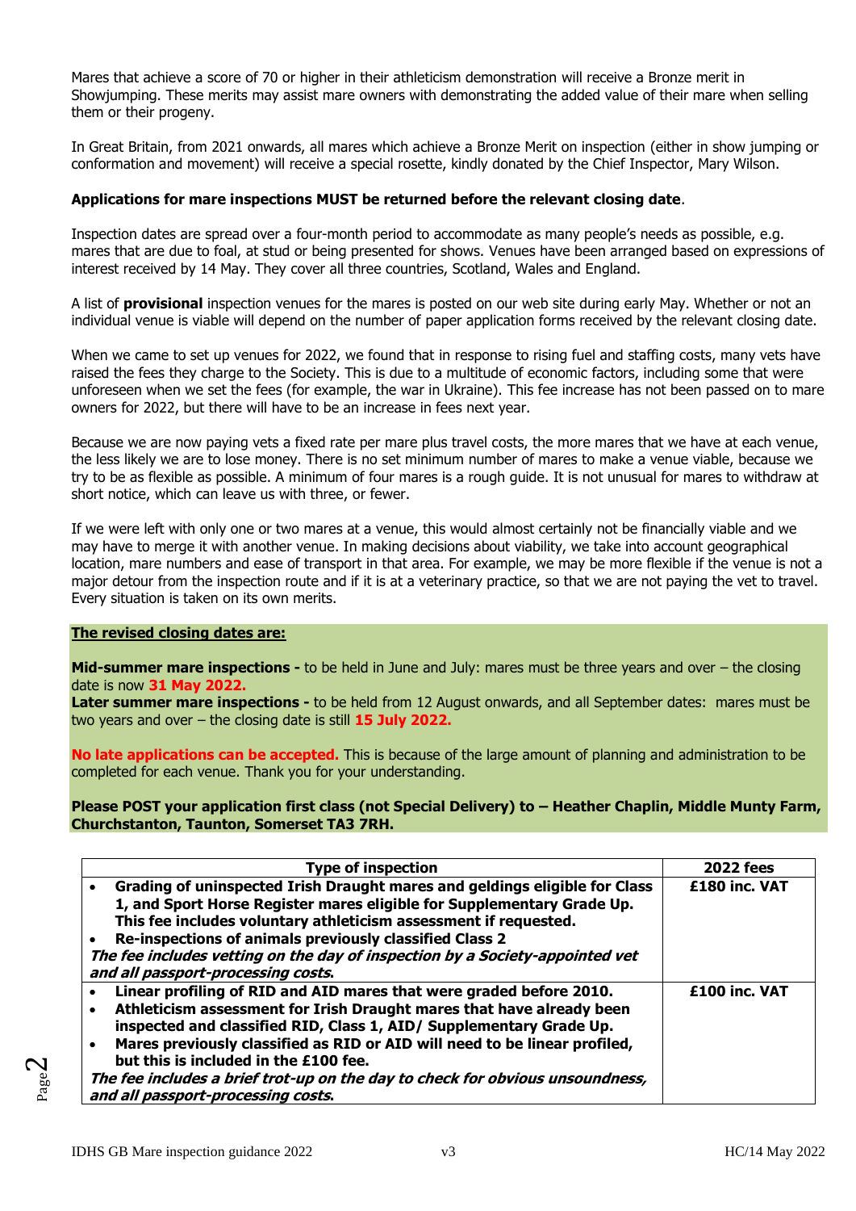Mares that achieve a score of 70 or higher in their athleticism demonstration will receive a Bronze merit in Showjumping. These merits may assist mare owners with demonstrating the added value of their mare when selling them or their progeny.

In Great Britain, from 2021 onwards, all mares which achieve a Bronze Merit on inspection (either in show jumping or conformation and movement) will receive a special rosette, kindly donated by the Chief Inspector, Mary Wilson.

**Applications for mare inspections MUST be returned before the relevant closing date**.

Inspection dates are spread over a four-month period to accommodate as many people's needs as possible, e.g. mares that are due to foal, at stud or being presented for shows. Venues have been arranged based on expressions of interest received by 14 May. They cover all three countries, Scotland, Wales and England.

A list of **provisional** inspection venues for the mares is posted on our web site during early May. Whether or not an individual venue is viable will depend on the number of paper application forms received by the relevant closing date.

When we came to set up venues for 2022, we found that in response to rising fuel and staffing costs, many vets have raised the fees they charge to the Society. This is due to a multitude of economic factors, including some that were unforeseen when we set the fees (for example, the war in Ukraine). This fee increase has not been passed on to mare owners for 2022, but there will have to be an increase in fees next year.

Because we are now paying vets a fixed rate per mare plus travel costs, the more mares that we have at each venue, the less likely we are to lose money. There is no set minimum number of mares to make a venue viable, because we try to be as flexible as possible. A minimum of four mares is a rough guide. It is not unusual for mares to withdraw at short notice, which can leave us with three, or fewer.

If we were left with only one or two mares at a venue, this would almost certainly not be financially viable and we may have to merge it with another venue. In making decisions about viability, we take into account geographical location, mare numbers and ease of transport in that area. For example, we may be more flexible if the venue is not a major detour from the inspection route and if it is at a veterinary practice, so that we are not paying the vet to travel. Every situation is taken on its own merits.

**The revised closing dates are:**

**Mid-summer mare inspections -** to be held in June and July: mares must be three years and over – the closing date is now **31 May 2022.**
**Later summer mare inspections -** to be held from 12 August onwards, and all September dates: mares must be two years and over – the closing date is still **15 July 2022.**

**No late applications can be accepted.** This is because of the large amount of planning and administration to be completed for each venue. Thank you for your understanding.

**Please POST your application first class (not Special Delivery) to – Heather Chaplin, Middle Munty Farm, Churchstanton, Taunton, Somerset TA3 7RH.**

| Type of inspection | 2022 fees |
|---|---|
| • **Grading of uninspected Irish Draught mares and geldings eligible for Class 1, and Sport Horse Register mares eligible for Supplementary Grade Up. This fee includes voluntary athleticism assessment if requested.**<br>• **Re-inspections of animals previously classified Class 2**<br>***The fee includes vetting on the day of inspection by a Society-appointed vet and all passport-processing costs.*** | **£180 inc. VAT** |
| • **Linear profiling of RID and AID mares that were graded before 2010.**<br>• **Athleticism assessment for Irish Draught mares that have already been inspected and classified RID, Class 1, AID/ Supplementary Grade Up.**<br>• **Mares previously classified as RID or AID will need to be linear profiled, but this is included in the £100 fee.**<br>***The fee includes a brief trot-up on the day to check for obvious unsoundness, and all passport-processing costs.*** | **£100 inc. VAT** |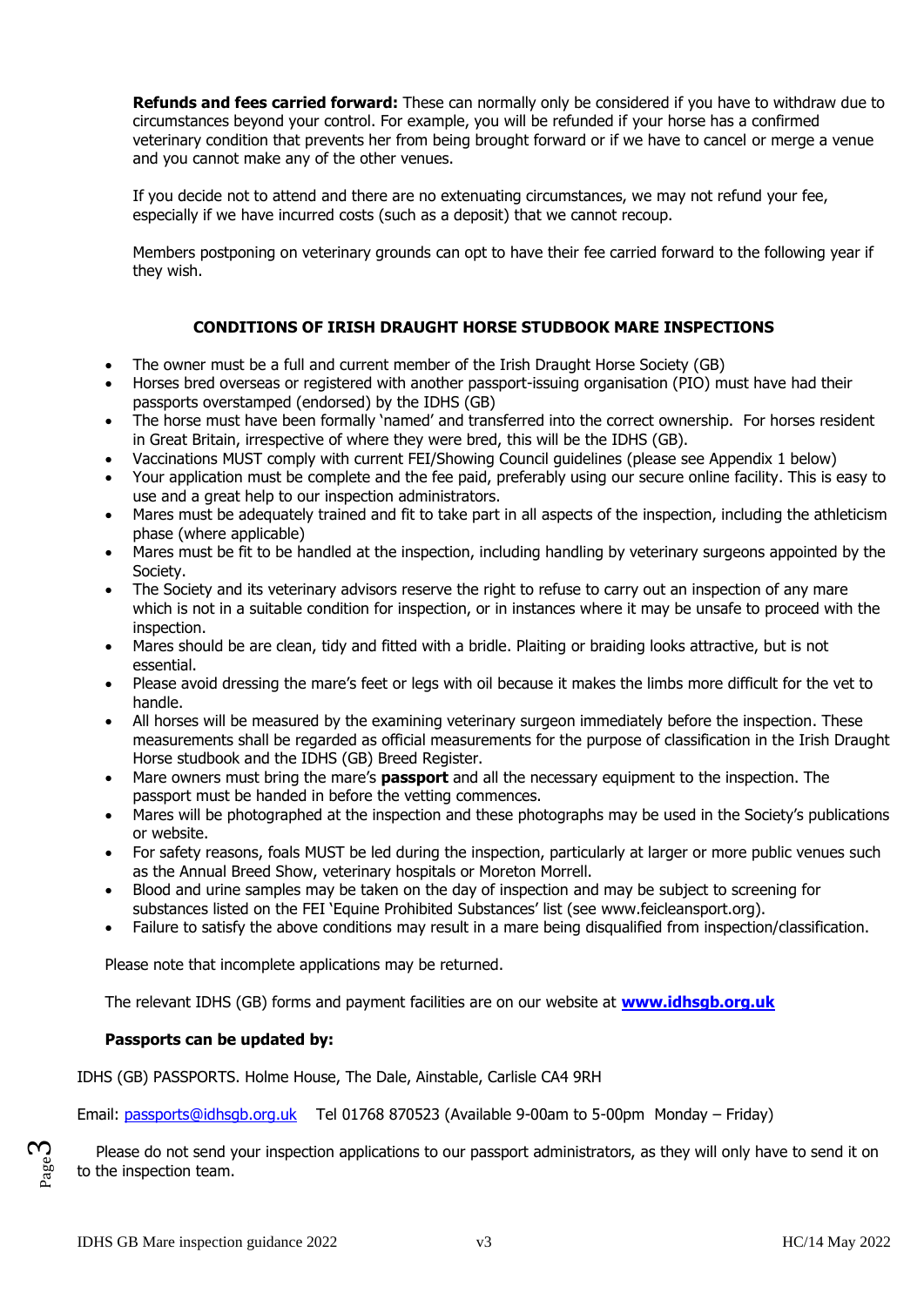**Refunds and fees carried forward:** These can normally only be considered if you have to withdraw due to circumstances beyond your control. For example, you will be refunded if your horse has a confirmed veterinary condition that prevents her from being brought forward or if we have to cancel or merge a venue and you cannot make any of the other venues.

If you decide not to attend and there are no extenuating circumstances, we may not refund your fee, especially if we have incurred costs (such as a deposit) that we cannot recoup.

Members postponing on veterinary grounds can opt to have their fee carried forward to the following year if they wish.

## CONDITIONS OF IRISH DRAUGHT HORSE STUDBOOK MARE INSPECTIONS

- The owner must be a full and current member of the Irish Draught Horse Society (GB)
- Horses bred overseas or registered with another passport-issuing organisation (PIO) must have had their passports overstamped (endorsed) by the IDHS (GB)
- The horse must have been formally 'named' and transferred into the correct ownership. For horses resident in Great Britain, irrespective of where they were bred, this will be the IDHS (GB).
- Vaccinations MUST comply with current FEI/Showing Council guidelines (please see Appendix 1 below)
- Your application must be complete and the fee paid, preferably using our secure online facility. This is easy to use and a great help to our inspection administrators.
- Mares must be adequately trained and fit to take part in all aspects of the inspection, including the athleticism phase (where applicable)
- Mares must be fit to be handled at the inspection, including handling by veterinary surgeons appointed by the Society.
- The Society and its veterinary advisors reserve the right to refuse to carry out an inspection of any mare which is not in a suitable condition for inspection, or in instances where it may be unsafe to proceed with the inspection.
- Mares should be are clean, tidy and fitted with a bridle. Plaiting or braiding looks attractive, but is not essential.
- Please avoid dressing the mare's feet or legs with oil because it makes the limbs more difficult for the vet to handle.
- All horses will be measured by the examining veterinary surgeon immediately before the inspection. These measurements shall be regarded as official measurements for the purpose of classification in the Irish Draught Horse studbook and the IDHS (GB) Breed Register.
- Mare owners must bring the mare's **passport** and all the necessary equipment to the inspection. The passport must be handed in before the vetting commences.
- Mares will be photographed at the inspection and these photographs may be used in the Society's publications or website.
- For safety reasons, foals MUST be led during the inspection, particularly at larger or more public venues such as the Annual Breed Show, veterinary hospitals or Moreton Morrell.
- Blood and urine samples may be taken on the day of inspection and may be subject to screening for substances listed on the FEI 'Equine Prohibited Substances' list (see www.feicleansport.org).
- Failure to satisfy the above conditions may result in a mare being disqualified from inspection/classification.

Please note that incomplete applications may be returned.

The relevant IDHS (GB) forms and payment facilities are on our website at **[www.idhsgb.org.uk](http://www.idhsgb.org.uk)**

**Passports can be updated by:**

IDHS (GB) PASSPORTS. Holme House, The Dale, Ainstable, Carlisle CA4 9RH

Email: passports@idhsgb.org.uk    Tel 01768 870523 (Available 9-00am to 5-00pm Monday – Friday)

Please do not send your inspection applications to our passport administrators, as they will only have to send it on to the inspection team.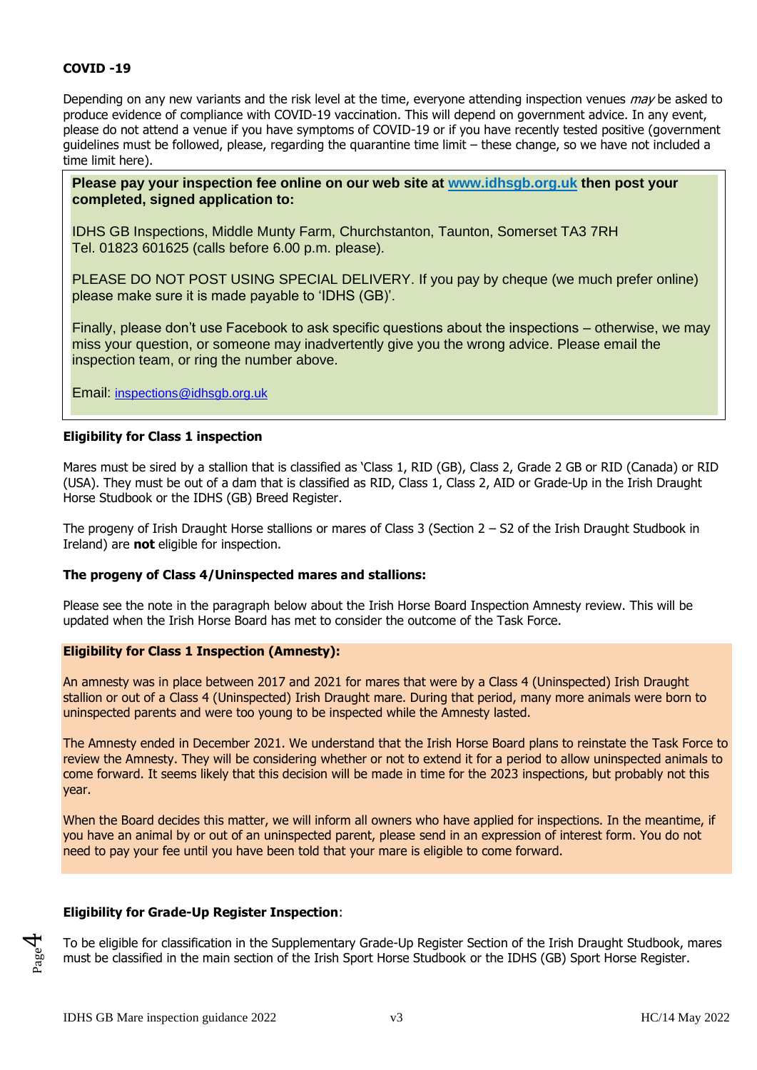**COVID -19**

Depending on any new variants and the risk level at the time, everyone attending inspection venues *may* be asked to produce evidence of compliance with COVID-19 vaccination. This will depend on government advice. In any event, please do not attend a venue if you have symptoms of COVID-19 or if you have recently tested positive (government guidelines must be followed, please, regarding the quarantine time limit – these change, so we have not included a time limit here).

**Please pay your inspection fee online on our web site at [www.idhsgb.org.uk](http://www.idhsgb.org.uk) then post your completed, signed application to:**

IDHS GB Inspections, Middle Munty Farm, Churchstanton, Taunton, Somerset TA3 7RH
Tel. 01823 601625 (calls before 6.00 p.m. please).

PLEASE DO NOT POST USING SPECIAL DELIVERY. If you pay by cheque (we much prefer online) please make sure it is made payable to 'IDHS (GB)'.

Finally, please don't use Facebook to ask specific questions about the inspections – otherwise, we may miss your question, or someone may inadvertently give you the wrong advice. Please email the inspection team, or ring the number above.

Email: [inspections@idhsgb.org.uk](mailto:inspections@idhsgb.org.uk)

**Eligibility for Class 1 inspection**

Mares must be sired by a stallion that is classified as 'Class 1, RID (GB), Class 2, Grade 2 GB or RID (Canada) or RID (USA). They must be out of a dam that is classified as RID, Class 1, Class 2, AID or Grade-Up in the Irish Draught Horse Studbook or the IDHS (GB) Breed Register.

The progeny of Irish Draught Horse stallions or mares of Class 3 (Section 2 – S2 of the Irish Draught Studbook in Ireland) are **not** eligible for inspection.

**The progeny of Class 4/Uninspected mares and stallions:**

Please see the note in the paragraph below about the Irish Horse Board Inspection Amnesty review. This will be updated when the Irish Horse Board has met to consider the outcome of the Task Force.

**Eligibility for Class 1 Inspection (Amnesty):**

An amnesty was in place between 2017 and 2021 for mares that were by a Class 4 (Uninspected) Irish Draught stallion or out of a Class 4 (Uninspected) Irish Draught mare. During that period, many more animals were born to uninspected parents and were too young to be inspected while the Amnesty lasted.

The Amnesty ended in December 2021. We understand that the Irish Horse Board plans to reinstate the Task Force to review the Amnesty. They will be considering whether or not to extend it for a period to allow uninspected animals to come forward. It seems likely that this decision will be made in time for the 2023 inspections, but probably not this year.

When the Board decides this matter, we will inform all owners who have applied for inspections. In the meantime, if you have an animal by or out of an uninspected parent, please send in an expression of interest form. You do not need to pay your fee until you have been told that your mare is eligible to come forward.

**Eligibility for Grade-Up Register Inspection**:

To be eligible for classification in the Supplementary Grade-Up Register Section of the Irish Draught Studbook, mares must be classified in the main section of the Irish Sport Horse Studbook or the IDHS (GB) Sport Horse Register.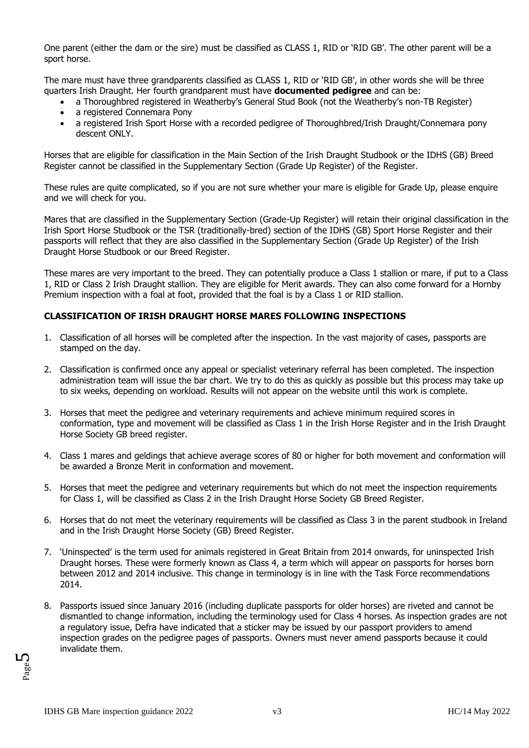One parent (either the dam or the sire) must be classified as CLASS 1, RID or 'RID GB'. The other parent will be a sport horse.

The mare must have three grandparents classified as CLASS 1, RID or 'RID GB', in other words she will be three quarters Irish Draught. Her fourth grandparent must have **documented pedigree** and can be:

- a Thoroughbred registered in Weatherby's General Stud Book (not the Weatherby's non-TB Register)
- a registered Connemara Pony
- a registered Irish Sport Horse with a recorded pedigree of Thoroughbred/Irish Draught/Connemara pony descent ONLY.

Horses that are eligible for classification in the Main Section of the Irish Draught Studbook or the IDHS (GB) Breed Register cannot be classified in the Supplementary Section (Grade Up Register) of the Register.

These rules are quite complicated, so if you are not sure whether your mare is eligible for Grade Up, please enquire and we will check for you.

Mares that are classified in the Supplementary Section (Grade-Up Register) will retain their original classification in the Irish Sport Horse Studbook or the TSR (traditionally-bred) section of the IDHS (GB) Sport Horse Register and their passports will reflect that they are also classified in the Supplementary Section (Grade Up Register) of the Irish Draught Horse Studbook or our Breed Register.

These mares are very important to the breed. They can potentially produce a Class 1 stallion or mare, if put to a Class 1, RID or Class 2 Irish Draught stallion. They are eligible for Merit awards. They can also come forward for a Hornby Premium inspection with a foal at foot, provided that the foal is by a Class 1 or RID stallion.

## CLASSIFICATION OF IRISH DRAUGHT HORSE MARES FOLLOWING INSPECTIONS

1. Classification of all horses will be completed after the inspection. In the vast majority of cases, passports are stamped on the day.
2. Classification is confirmed once any appeal or specialist veterinary referral has been completed. The inspection administration team will issue the bar chart. We try to do this as quickly as possible but this process may take up to six weeks, depending on workload. Results will not appear on the website until this work is complete.
3. Horses that meet the pedigree and veterinary requirements and achieve minimum required scores in conformation, type and movement will be classified as Class 1 in the Irish Horse Register and in the Irish Draught Horse Society GB breed register.
4. Class 1 mares and geldings that achieve average scores of 80 or higher for both movement and conformation will be awarded a Bronze Merit in conformation and movement.
5. Horses that meet the pedigree and veterinary requirements but which do not meet the inspection requirements for Class 1, will be classified as Class 2 in the Irish Draught Horse Society GB Breed Register.
6. Horses that do not meet the veterinary requirements will be classified as Class 3 in the parent studbook in Ireland and in the Irish Draught Horse Society (GB) Breed Register.
7. 'Uninspected' is the term used for animals registered in Great Britain from 2014 onwards, for uninspected Irish Draught horses. These were formerly known as Class 4, a term which will appear on passports for horses born between 2012 and 2014 inclusive. This change in terminology is in line with the Task Force recommendations 2014.
8. Passports issued since January 2016 (including duplicate passports for older horses) are riveted and cannot be dismantled to change information, including the terminology used for Class 4 horses. As inspection grades are not a regulatory issue, Defra have indicated that a sticker may be issued by our passport providers to amend inspection grades on the pedigree pages of passports. Owners must never amend passports because it could invalidate them.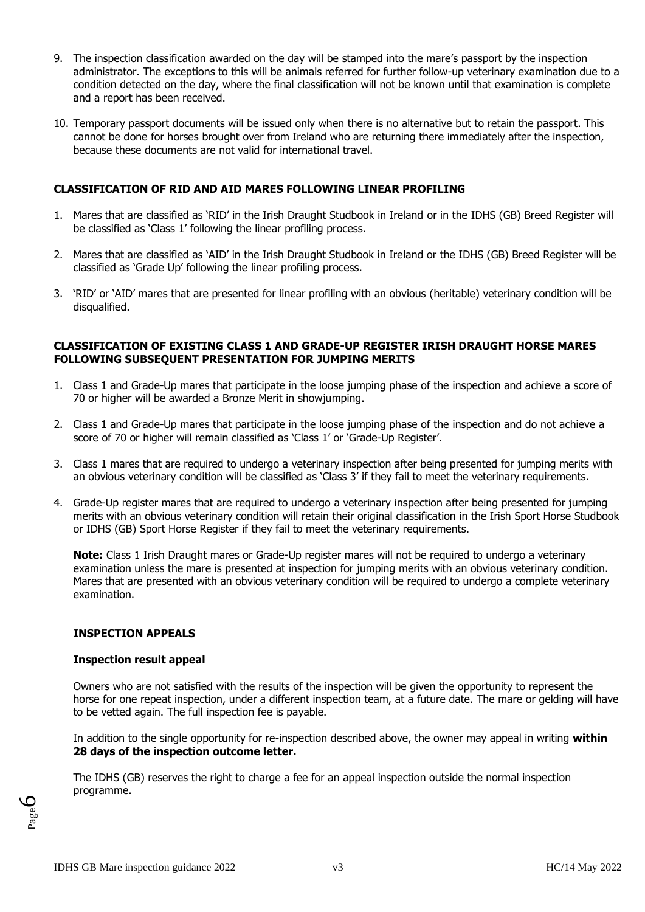9. The inspection classification awarded on the day will be stamped into the mare's passport by the inspection administrator. The exceptions to this will be animals referred for further follow-up veterinary examination due to a condition detected on the day, where the final classification will not be known until that examination is complete and a report has been received.

10. Temporary passport documents will be issued only when there is no alternative but to retain the passport. This cannot be done for horses brought over from Ireland who are returning there immediately after the inspection, because these documents are not valid for international travel.

**CLASSIFICATION OF RID AND AID MARES FOLLOWING LINEAR PROFILING**

1. Mares that are classified as 'RID' in the Irish Draught Studbook in Ireland or in the IDHS (GB) Breed Register will be classified as 'Class 1' following the linear profiling process.

2. Mares that are classified as 'AID' in the Irish Draught Studbook in Ireland or the IDHS (GB) Breed Register will be classified as 'Grade Up' following the linear profiling process.

3. 'RID' or 'AID' mares that are presented for linear profiling with an obvious (heritable) veterinary condition will be disqualified.

**CLASSIFICATION OF EXISTING CLASS 1 AND GRADE-UP REGISTER IRISH DRAUGHT HORSE MARES FOLLOWING SUBSEQUENT PRESENTATION FOR JUMPING MERITS**

1. Class 1 and Grade-Up mares that participate in the loose jumping phase of the inspection and achieve a score of 70 or higher will be awarded a Bronze Merit in showjumping.

2. Class 1 and Grade-Up mares that participate in the loose jumping phase of the inspection and do not achieve a score of 70 or higher will remain classified as 'Class 1' or 'Grade-Up Register'.

3. Class 1 mares that are required to undergo a veterinary inspection after being presented for jumping merits with an obvious veterinary condition will be classified as 'Class 3' if they fail to meet the veterinary requirements.

4. Grade-Up register mares that are required to undergo a veterinary inspection after being presented for jumping merits with an obvious veterinary condition will retain their original classification in the Irish Sport Horse Studbook or IDHS (GB) Sport Horse Register if they fail to meet the veterinary requirements.

   **Note:** Class 1 Irish Draught mares or Grade-Up register mares will not be required to undergo a veterinary examination unless the mare is presented at inspection for jumping merits with an obvious veterinary condition. Mares that are presented with an obvious veterinary condition will be required to undergo a complete veterinary examination.

**INSPECTION APPEALS**

**Inspection result appeal**

Owners who are not satisfied with the results of the inspection will be given the opportunity to represent the horse for one repeat inspection, under a different inspection team, at a future date. The mare or gelding will have to be vetted again. The full inspection fee is payable.

In addition to the single opportunity for re-inspection described above, the owner may appeal in writing **within 28 days of the inspection outcome letter.**

The IDHS (GB) reserves the right to charge a fee for an appeal inspection outside the normal inspection programme.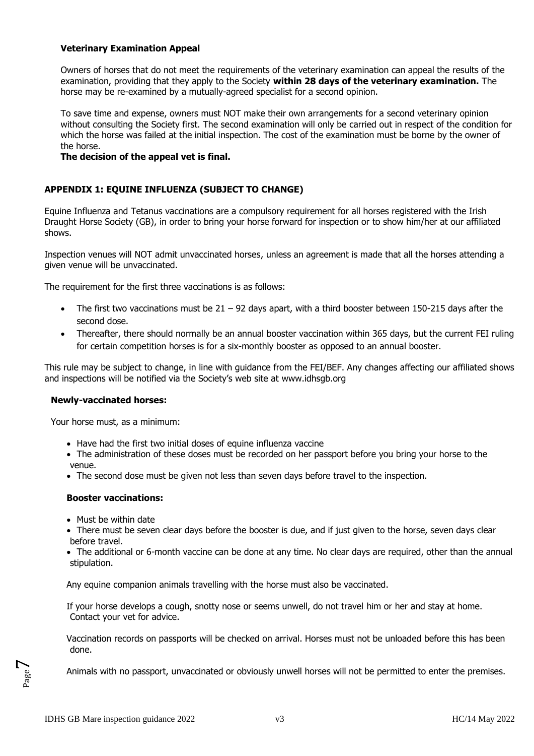**Veterinary Examination Appeal**

Owners of horses that do not meet the requirements of the veterinary examination can appeal the results of the examination, providing that they apply to the Society **within 28 days of the veterinary examination.** The horse may be re-examined by a mutually-agreed specialist for a second opinion.

To save time and expense, owners must NOT make their own arrangements for a second veterinary opinion without consulting the Society first. The second examination will only be carried out in respect of the condition for which the horse was failed at the initial inspection. The cost of the examination must be borne by the owner of the horse.

**The decision of the appeal vet is final.**

## APPENDIX 1: EQUINE INFLUENZA (SUBJECT TO CHANGE)

Equine Influenza and Tetanus vaccinations are a compulsory requirement for all horses registered with the Irish Draught Horse Society (GB), in order to bring your horse forward for inspection or to show him/her at our affiliated shows.

Inspection venues will NOT admit unvaccinated horses, unless an agreement is made that all the horses attending a given venue will be unvaccinated.

The requirement for the first three vaccinations is as follows:

- The first two vaccinations must be 21 – 92 days apart, with a third booster between 150-215 days after the second dose.
- Thereafter, there should normally be an annual booster vaccination within 365 days, but the current FEI ruling for certain competition horses is for a six-monthly booster as opposed to an annual booster.

This rule may be subject to change, in line with guidance from the FEI/BEF. Any changes affecting our affiliated shows and inspections will be notified via the Society's web site at www.idhsgb.org

**Newly-vaccinated horses:**

Your horse must, as a minimum:

- Have had the first two initial doses of equine influenza vaccine
- The administration of these doses must be recorded on her passport before you bring your horse to the venue.
- The second dose must be given not less than seven days before travel to the inspection.

**Booster vaccinations:**

- Must be within date
- There must be seven clear days before the booster is due, and if just given to the horse, seven days clear before travel.
- The additional or 6-month vaccine can be done at any time. No clear days are required, other than the annual stipulation.

Any equine companion animals travelling with the horse must also be vaccinated.

If your horse develops a cough, snotty nose or seems unwell, do not travel him or her and stay at home. Contact your vet for advice.

Vaccination records on passports will be checked on arrival. Horses must not be unloaded before this has been done.

Animals with no passport, unvaccinated or obviously unwell horses will not be permitted to enter the premises.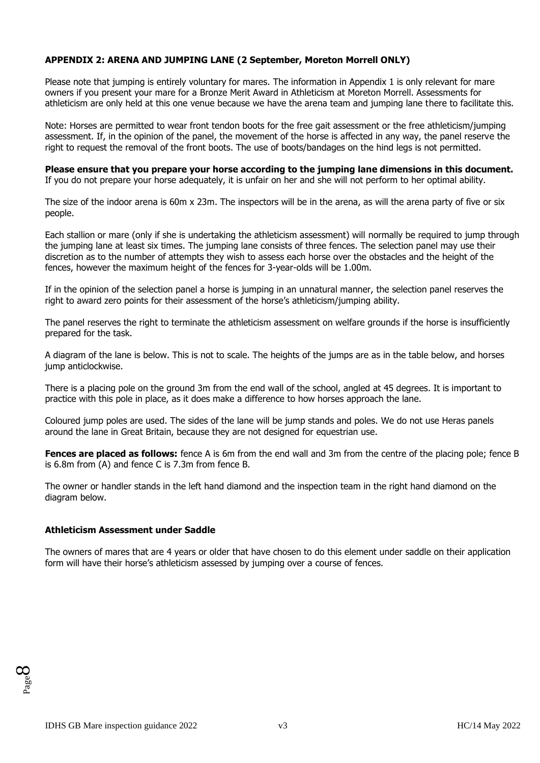**APPENDIX 2: ARENA AND JUMPING LANE (2 September, Moreton Morrell ONLY)**

Please note that jumping is entirely voluntary for mares. The information in Appendix 1 is only relevant for mare owners if you present your mare for a Bronze Merit Award in Athleticism at Moreton Morrell. Assessments for athleticism are only held at this one venue because we have the arena team and jumping lane there to facilitate this.

Note: Horses are permitted to wear front tendon boots for the free gait assessment or the free athleticism/jumping assessment. If, in the opinion of the panel, the movement of the horse is affected in any way, the panel reserve the right to request the removal of the front boots. The use of boots/bandages on the hind legs is not permitted.

**Please ensure that you prepare your horse according to the jumping lane dimensions in this document.** If you do not prepare your horse adequately, it is unfair on her and she will not perform to her optimal ability.

The size of the indoor arena is 60m x 23m. The inspectors will be in the arena, as will the arena party of five or six people.

Each stallion or mare (only if she is undertaking the athleticism assessment) will normally be required to jump through the jumping lane at least six times. The jumping lane consists of three fences. The selection panel may use their discretion as to the number of attempts they wish to assess each horse over the obstacles and the height of the fences, however the maximum height of the fences for 3-year-olds will be 1.00m.

If in the opinion of the selection panel a horse is jumping in an unnatural manner, the selection panel reserves the right to award zero points for their assessment of the horse's athleticism/jumping ability.

The panel reserves the right to terminate the athleticism assessment on welfare grounds if the horse is insufficiently prepared for the task.

A diagram of the lane is below. This is not to scale. The heights of the jumps are as in the table below, and horses jump anticlockwise.

There is a placing pole on the ground 3m from the end wall of the school, angled at 45 degrees. It is important to practice with this pole in place, as it does make a difference to how horses approach the lane.

Coloured jump poles are used. The sides of the lane will be jump stands and poles. We do not use Heras panels around the lane in Great Britain, because they are not designed for equestrian use.

**Fences are placed as follows:** fence A is 6m from the end wall and 3m from the centre of the placing pole; fence B is 6.8m from (A) and fence C is 7.3m from fence B.

The owner or handler stands in the left hand diamond and the inspection team in the right hand diamond on the diagram below.

**Athleticism Assessment under Saddle**

The owners of mares that are 4 years or older that have chosen to do this element under saddle on their application form will have their horse's athleticism assessed by jumping over a course of fences.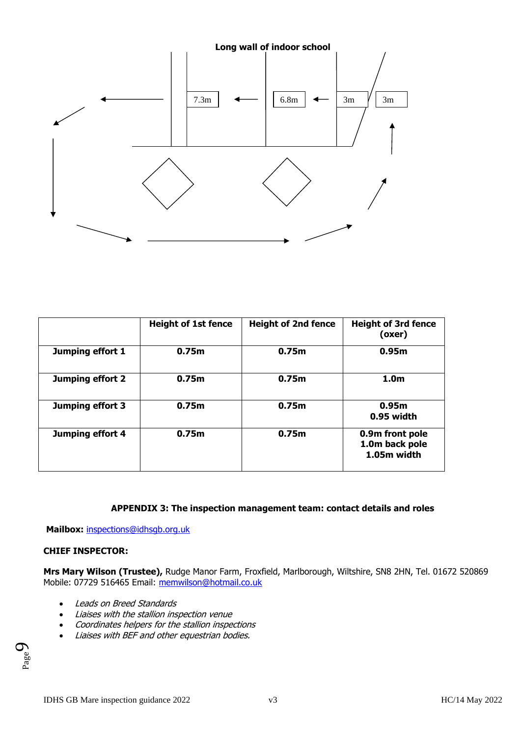Long wall of indoor school

7.3m | 6.8m | 3m | 3m

| | Height of 1st fence | Height of 2nd fence | Height of 3rd fence (oxer) |
|---|---|---|---|
| **Jumping effort 1** | **0.75m** | **0.75m** | **0.95m** |
| **Jumping effort 2** | **0.75m** | **0.75m** | **1.0m** |
| **Jumping effort 3** | **0.75m** | **0.75m** | **0.95m**<br>**0.95 width** |
| **Jumping effort 4** | **0.75m** | **0.75m** | **0.9m front pole**<br>**1.0m back pole**<br>**1.05m width** |

### APPENDIX 3: The inspection management team: contact details and roles

**Mailbox:** inspections@idhsgb.org.uk

**CHIEF INSPECTOR:**

**Mrs Mary Wilson (Trustee),** Rudge Manor Farm, Froxfield, Marlborough, Wiltshire, SN8 2HN, Tel. 01672 520869 Mobile: 07729 516465 Email: memwilson@hotmail.co.uk

- *Leads on Breed Standards*
- *Liaises with the stallion inspection venue*
- *Coordinates helpers for the stallion inspections*
- *Liaises with BEF and other equestrian bodies.*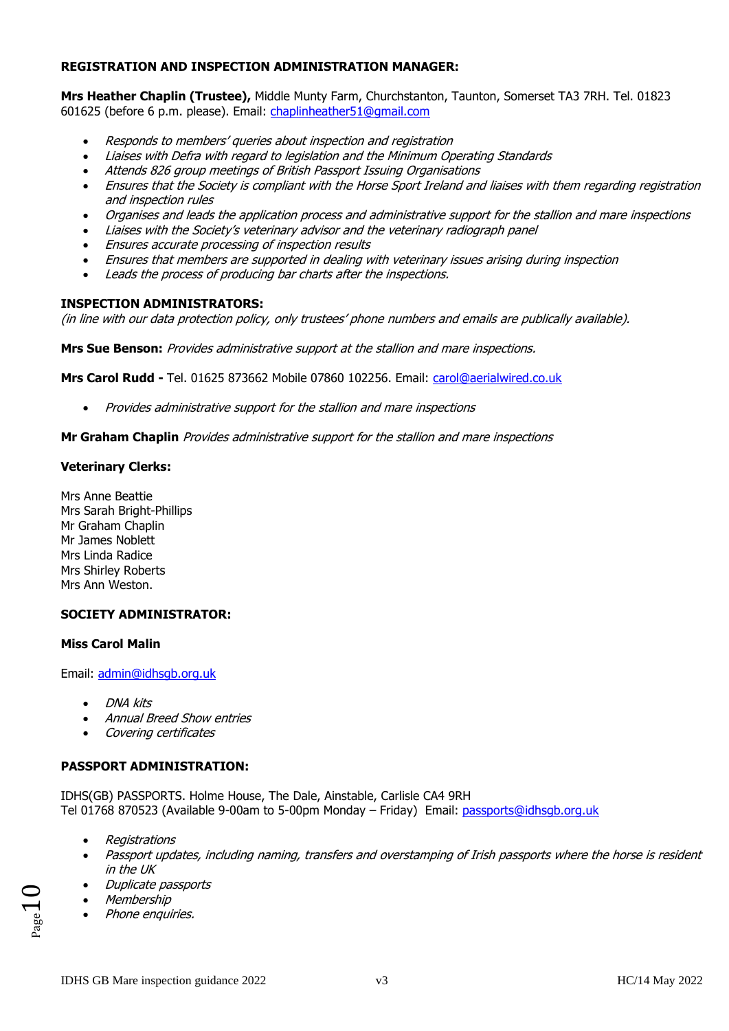**REGISTRATION AND INSPECTION ADMINISTRATION MANAGER:**

**Mrs Heather Chaplin (Trustee),** Middle Munty Farm, Churchstanton, Taunton, Somerset TA3 7RH. Tel. 01823 601625 (before 6 p.m. please). Email: chaplinheather51@gmail.com

- *Responds to members' queries about inspection and registration*
- *Liaises with Defra with regard to legislation and the Minimum Operating Standards*
- *Attends 826 group meetings of British Passport Issuing Organisations*
- *Ensures that the Society is compliant with the Horse Sport Ireland and liaises with them regarding registration and inspection rules*
- *Organises and leads the application process and administrative support for the stallion and mare inspections*
- *Liaises with the Society's veterinary advisor and the veterinary radiograph panel*
- *Ensures accurate processing of inspection results*
- *Ensures that members are supported in dealing with veterinary issues arising during inspection*
- *Leads the process of producing bar charts after the inspections.*

**INSPECTION ADMINISTRATORS:**

*(in line with our data protection policy, only trustees' phone numbers and emails are publically available).*

**Mrs Sue Benson:** *Provides administrative support at the stallion and mare inspections.*

**Mrs Carol Rudd -** Tel. 01625 873662 Mobile 07860 102256. Email: carol@aerialwired.co.uk

- *Provides administrative support for the stallion and mare inspections*

**Mr Graham Chaplin** *Provides administrative support for the stallion and mare inspections*

**Veterinary Clerks:**

Mrs Anne Beattie
Mrs Sarah Bright-Phillips
Mr Graham Chaplin
Mr James Noblett
Mrs Linda Radice
Mrs Shirley Roberts
Mrs Ann Weston.

**SOCIETY ADMINISTRATOR:**

**Miss Carol Malin**

Email: admin@idhsgb.org.uk

- *DNA kits*
- *Annual Breed Show entries*
- *Covering certificates*

**PASSPORT ADMINISTRATION:**

IDHS(GB) PASSPORTS. Holme House, The Dale, Ainstable, Carlisle CA4 9RH
Tel 01768 870523 (Available 9-00am to 5-00pm Monday – Friday) Email: passports@idhsgb.org.uk

- *Registrations*
- *Passport updates, including naming, transfers and overstamping of Irish passports where the horse is resident in the UK*
- *Duplicate passports*
- *Membership*
- *Phone enquiries.*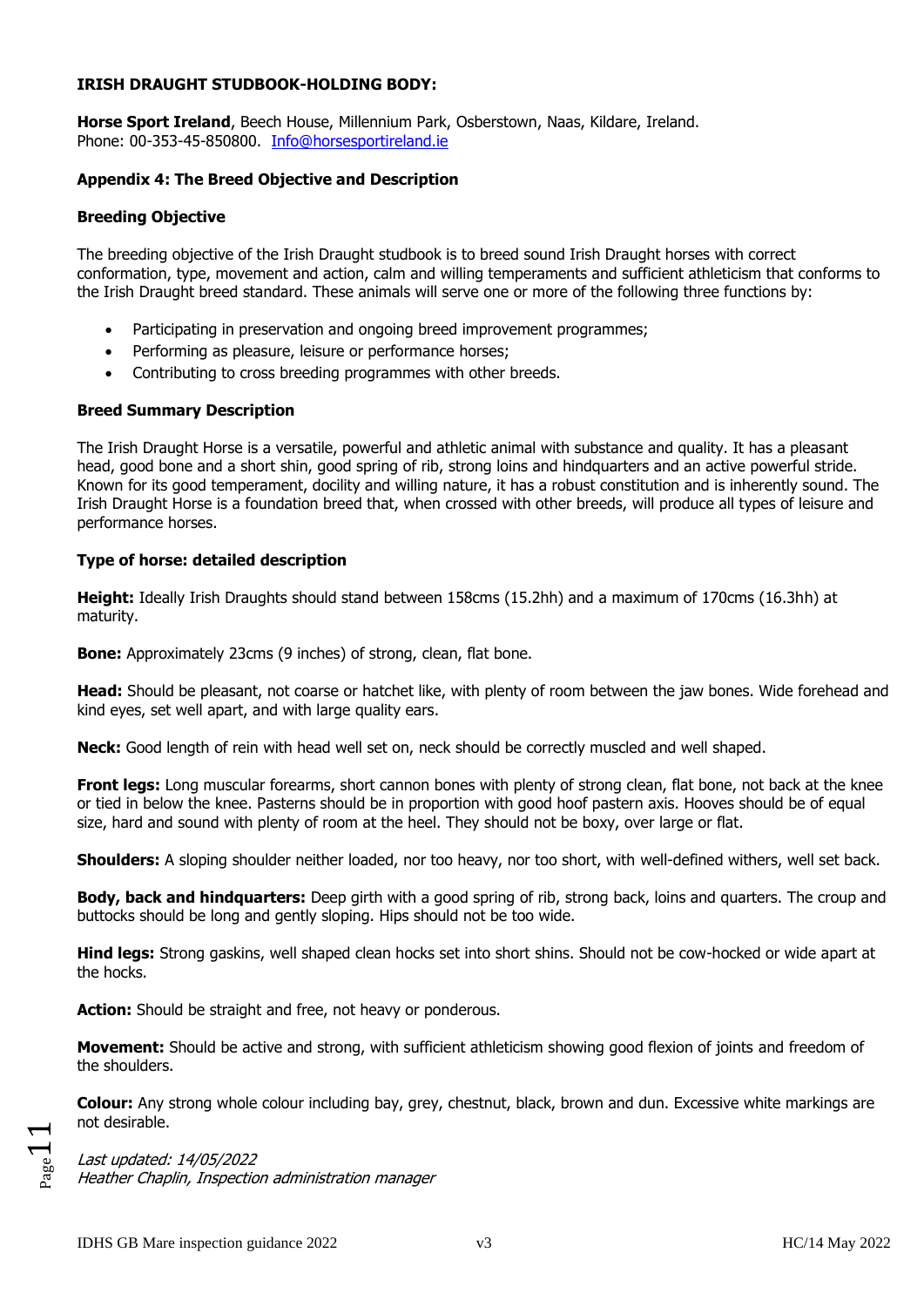**IRISH DRAUGHT STUDBOOK-HOLDING BODY:**

**Horse Sport Ireland**, Beech House, Millennium Park, Osberstown, Naas, Kildare, Ireland.
Phone: 00-353-45-850800. [Info@horsesportireland.ie](mailto:Info@horsesportireland.ie)

**Appendix 4: The Breed Objective and Description**

**Breeding Objective**

The breeding objective of the Irish Draught studbook is to breed sound Irish Draught horses with correct conformation, type, movement and action, calm and willing temperaments and sufficient athleticism that conforms to the Irish Draught breed standard. These animals will serve one or more of the following three functions by:

- Participating in preservation and ongoing breed improvement programmes;
- Performing as pleasure, leisure or performance horses;
- Contributing to cross breeding programmes with other breeds.

**Breed Summary Description**

The Irish Draught Horse is a versatile, powerful and athletic animal with substance and quality. It has a pleasant head, good bone and a short shin, good spring of rib, strong loins and hindquarters and an active powerful stride. Known for its good temperament, docility and willing nature, it has a robust constitution and is inherently sound. The Irish Draught Horse is a foundation breed that, when crossed with other breeds, will produce all types of leisure and performance horses.

**Type of horse: detailed description**

**Height:** Ideally Irish Draughts should stand between 158cms (15.2hh) and a maximum of 170cms (16.3hh) at maturity.

**Bone:** Approximately 23cms (9 inches) of strong, clean, flat bone.

**Head:** Should be pleasant, not coarse or hatchet like, with plenty of room between the jaw bones. Wide forehead and kind eyes, set well apart, and with large quality ears.

**Neck:** Good length of rein with head well set on, neck should be correctly muscled and well shaped.

**Front legs:** Long muscular forearms, short cannon bones with plenty of strong clean, flat bone, not back at the knee or tied in below the knee. Pasterns should be in proportion with good hoof pastern axis. Hooves should be of equal size, hard and sound with plenty of room at the heel. They should not be boxy, over large or flat.

**Shoulders:** A sloping shoulder neither loaded, nor too heavy, nor too short, with well-defined withers, well set back.

**Body, back and hindquarters:** Deep girth with a good spring of rib, strong back, loins and quarters. The croup and buttocks should be long and gently sloping. Hips should not be too wide.

**Hind legs:** Strong gaskins, well shaped clean hocks set into short shins. Should not be cow-hocked or wide apart at the hocks.

**Action:** Should be straight and free, not heavy or ponderous.

**Movement:** Should be active and strong, with sufficient athleticism showing good flexion of joints and freedom of the shoulders.

**Colour:** Any strong whole colour including bay, grey, chestnut, black, brown and dun. Excessive white markings are not desirable.

*Last updated: 14/05/2022*
*Heather Chaplin, Inspection administration manager*